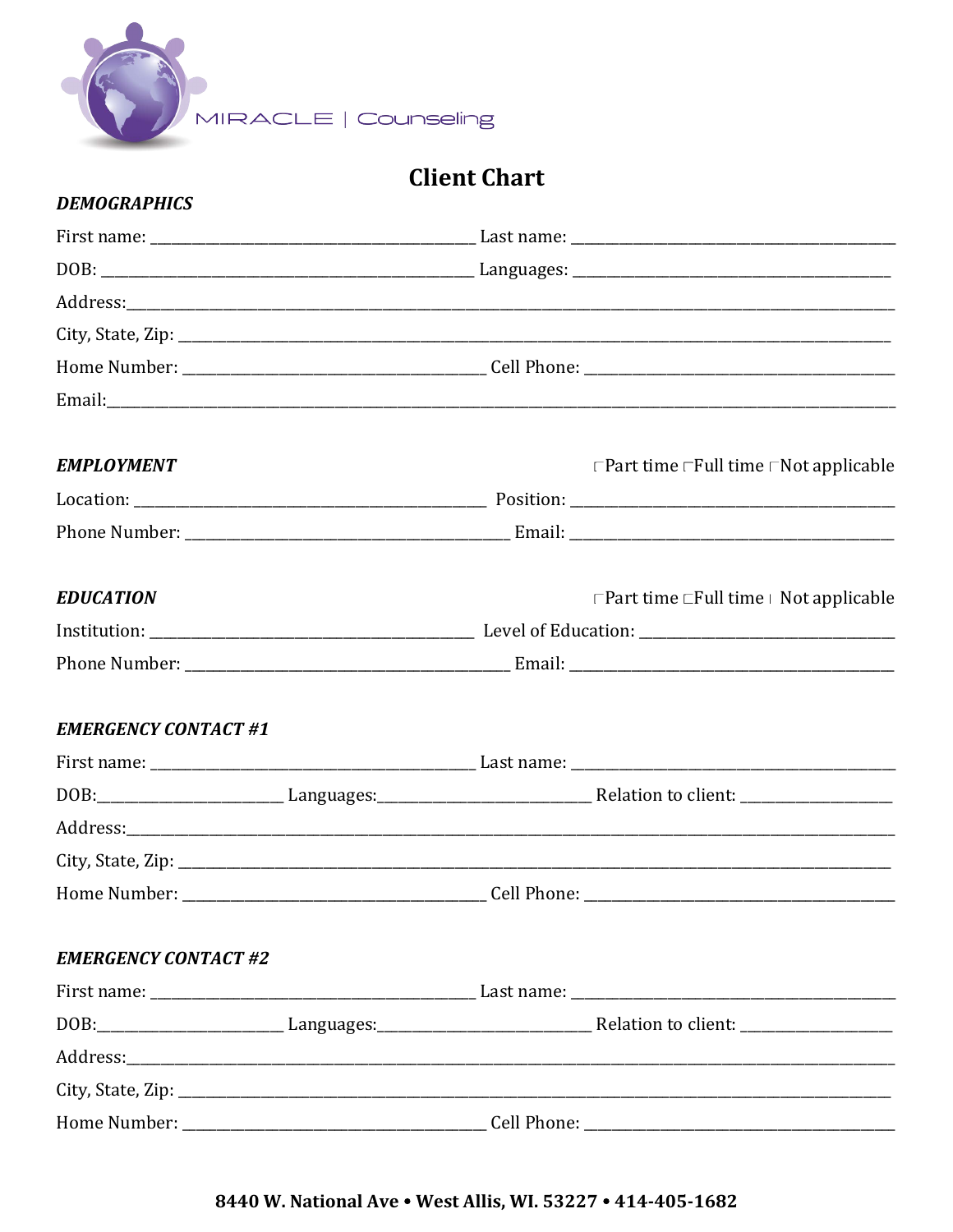MIRACLE | Counseling

# Client Chart

***DEMOGRAPHICS***

First name: ________________________________________ Last name: ________________________________________

DOB: ______________________________________________ Languages: ________________________________________

Address:______________________________________________________________________________________________

City, State, Zip: _______________________________________________________________________________________

Home Number: ____________________________________ Cell Phone: _______________________________________

Email:________________________________________________________________________________________________

***EMPLOYMENT*** ☐Part time ☐Full time ☐Not applicable

Location: _________________________________________ Position: ________________________________________

Phone Number: ____________________________________ Email: __________________________________________

***EDUCATION*** ☐Part time ☐Full time ☐ Not applicable

Institution: _______________________________________ Level of Education: _________________________________

Phone Number: ____________________________________ Email: __________________________________________

***EMERGENCY CONTACT #1***

First name: ________________________________________ Last name: ________________________________________

DOB:_______________________ Languages:___________________________ Relation to client: ___________________

Address:______________________________________________________________________________________________

City, State, Zip: _______________________________________________________________________________________

Home Number: ____________________________________ Cell Phone: _______________________________________

***EMERGENCY CONTACT #2***

First name: ________________________________________ Last name: ________________________________________

DOB:_______________________ Languages:___________________________ Relation to client: ___________________

Address:______________________________________________________________________________________________

City, State, Zip: _______________________________________________________________________________________

Home Number: ____________________________________ Cell Phone: _______________________________________

**8440 W. National Ave • West Allis, WI. 53227 • 414-405-1682**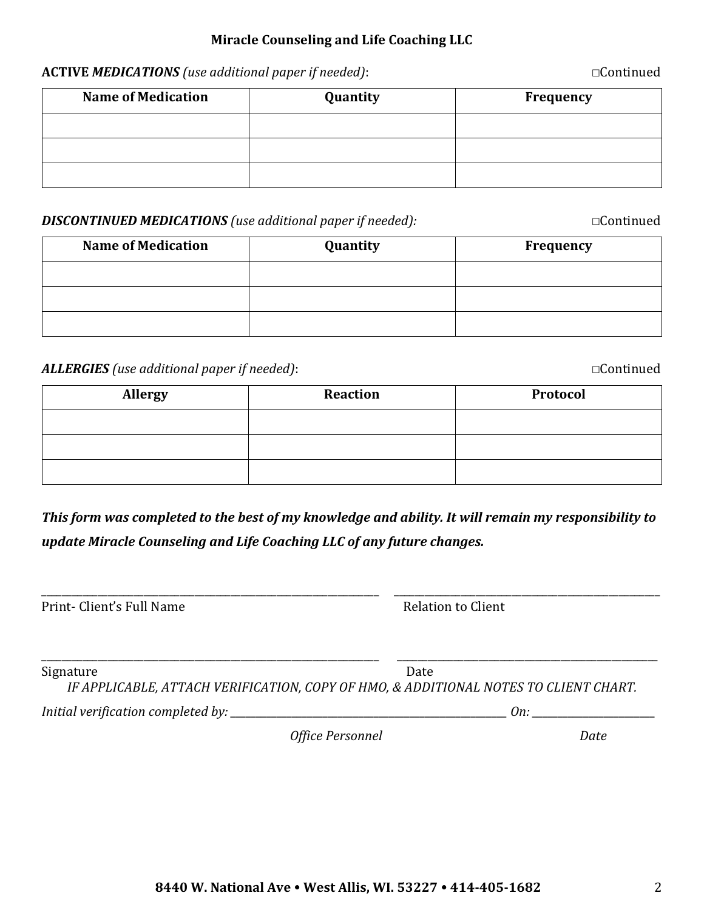**Miracle Counseling and Life Coaching LLC**

**ACTIVE *MEDICATIONS*** *(use additional paper if needed)*: □Continued

| Name of Medication | Quantity | Frequency |
|---|---|---|
| | | |
| | | |
| | | |

***DISCONTINUED MEDICATIONS*** *(use additional paper if needed):* □Continued

| Name of Medication | Quantity | Frequency |
|---|---|---|
| | | |
| | | |
| | | |

***ALLERGIES*** *(use additional paper if needed)*: □Continued

| Allergy | Reaction | Protocol |
|---|---|---|
| | | |
| | | |
| | | |

***This form was completed to the best of my knowledge and ability. It will remain my responsibility to update Miracle Counseling and Life Coaching LLC of any future changes.***

\_\_\_\_\_\_\_\_\_\_\_\_\_\_\_\_\_\_\_\_\_\_\_\_\_\_\_\_\_\_\_\_\_\_\_\_\_\_ \_\_\_\_\_\_\_\_\_\_\_\_\_\_\_\_\_\_\_\_\_\_\_\_\_\_\_\_\_\_\_\_\_\_\_\_\_\_

Print- Client's Full Name Relation to Client

\_\_\_\_\_\_\_\_\_\_\_\_\_\_\_\_\_\_\_\_\_\_\_\_\_\_\_\_\_\_\_\_\_\_\_\_\_\_ \_\_\_\_\_\_\_\_\_\_\_\_\_\_\_\_\_\_\_\_\_\_\_\_\_\_\_\_\_\_\_\_\_\_\_\_\_\_

Signature Date

*IF APPLICABLE, ATTACH VERIFICATION, COPY OF HMO, & ADDITIONAL NOTES TO CLIENT CHART.*

*Initial verification completed by:* \_\_\_\_\_\_\_\_\_\_\_\_\_\_\_\_\_\_\_\_\_\_\_\_\_\_\_\_\_\_\_\_\_\_ *On:* \_\_\_\_\_\_\_\_\_\_\_\_\_\_\_\_\_\_

*Office Personnel* *Date*

**8440 W. National Ave • West Allis, WI. 53227 • 414-405-1682**